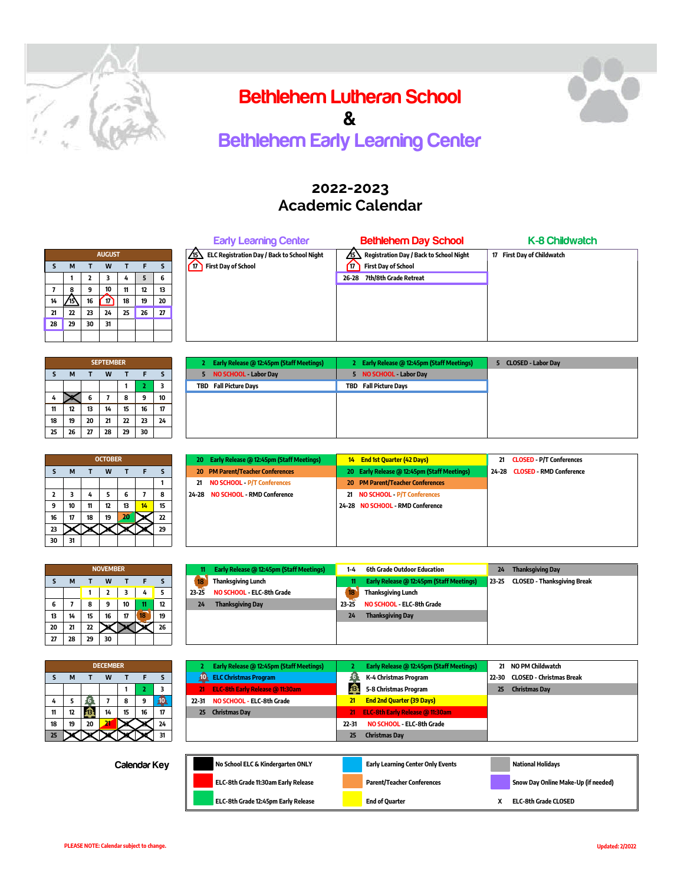# Bethlehem Lutheran School
# &
# Bethlehem Early Learning Center

## 2022-2023
## Academic Calendar

### AUGUST

| S | M | T | W | T | F | S |
|---|---|---|---|---|---|---|
| | 1 | 2 | 3 | 4 | 5 | 6 |
| 7 | 8 | 9 | 10 | 11 | 12 | 13 |
| 14 | 15 | 16 | 17 | 18 | 19 | 20 |
| 21 | 22 | 23 | 24 | 25 | 26 | 27 |
| 28 | 29 | 30 | 31 | | | |

| Early Learning Center | Bethlehem Day School | K-8 Childwatch |
|---|---|---|
| 15 ELC Registration Day / Back to School Night | 15 Registration Day / Back to School Night | 17 First Day of Childwatch |
| 17 First Day of School | 17 First Day of School | |
| | 26-28 7th/8th Grade Retreat | |

### SEPTEMBER

| S | M | T | W | T | F | S |
|---|---|---|---|---|---|---|
| | | | | 1 | 2 | 3 |
| 4 | 5 | 6 | 7 | 8 | 9 | 10 |
| 11 | 12 | 13 | 14 | 15 | 16 | 17 |
| 18 | 19 | 20 | 21 | 22 | 23 | 24 |
| 25 | 26 | 27 | 28 | 29 | 30 | |

| Early Learning Center | Bethlehem Day School | K-8 Childwatch |
|---|---|---|
| 2 Early Release @ 12:45pm (Staff Meetings) | 2 Early Release @ 12:45pm (Staff Meetings) | 5 CLOSED - Labor Day |
| 5 NO SCHOOL - Labor Day | 5 NO SCHOOL - Labor Day | |
| TBD Fall Picture Days | TBD Fall Picture Days | |

### OCTOBER

| S | M | T | W | T | F | S |
|---|---|---|---|---|---|---|
| | | | | | | 1 |
| 2 | 3 | 4 | 5 | 6 | 7 | 8 |
| 9 | 10 | 11 | 12 | 13 | 14 | 15 |
| 16 | 17 | 18 | 19 | 20 | 21 | 22 |
| 23 | 24 | 25 | 26 | 27 | 28 | 29 |
| 30 | 31 | | | | | |

| Early Learning Center | Bethlehem Day School | K-8 Childwatch |
|---|---|---|
| 20 Early Release @ 12:45pm (Staff Meetings) | 14 End 1st Quarter (42 Days) | 21 CLOSED - P/T Conferences |
| 20 PM Parent/Teacher Conferences | 20 Early Release @ 12:45pm (Staff Meetings) | 24-28 CLOSED - RMD Conference |
| 21 NO SCHOOL - P/T Conferences | 20 PM Parent/Teacher Conferences | |
| 24-28 NO SCHOOL - RMD Conference | 21 NO SCHOOL - P/T Conferences | |
| | 24-28 NO SCHOOL - RMD Conference | |

### NOVEMBER

| S | M | T | W | T | F | S |
|---|---|---|---|---|---|---|
| | | 1 | 2 | 3 | 4 | 5 |
| 6 | 7 | 8 | 9 | 10 | 11 | 12 |
| 13 | 14 | 15 | 16 | 17 | 18 | 19 |
| 20 | 21 | 22 | 23 | 24 | 25 | 26 |
| 27 | 28 | 29 | 30 | | | |

| Early Learning Center | Bethlehem Day School | K-8 Childwatch |
|---|---|---|
| 11 Early Release @ 12:45pm (Staff Meetings) | 1-4 6th Grade Outdoor Education | 24 Thanksgiving Day |
| 18 Thanksgiving Lunch | 11 Early Release @ 12:45pm (Staff Meetings) | 23-25 CLOSED - Thanksgiving Break |
| 23-25 NO SCHOOL - ELC-8th Grade | 18 Thanksgiving Lunch | |
| 24 Thanksgiving Day | 23-25 NO SCHOOL - ELC-8th Grade | |
| | 24 Thanksgiving Day | |

### DECEMBER

| S | M | T | W | T | F | S |
|---|---|---|---|---|---|---|
| | | | | 1 | 2 | 3 |
| 4 | 5 | 6 | 7 | 8 | 9 | 10 |
| 11 | 12 | 13 | 14 | 15 | 16 | 17 |
| 18 | 19 | 20 | 21 | 22 | 23 | 24 |
| 25 | 26 | 27 | 28 | 29 | 30 | 31 |

| Early Learning Center | Bethlehem Day School | K-8 Childwatch |
|---|---|---|
| 2 Early Release @ 12:45pm (Staff Meetings) | 2 Early Release @ 12:45pm (Staff Meetings) | 21 NO PM Childwatch |
| 10 ELC Christmas Program | 6 K-4 Christmas Program | 22-30 CLOSED - Christmas Break |
| 21 ELC-8th Early Release @ 11:30am | 13 5-8 Christmas Program | 25 Christmas Day |
| 22-31 NO SCHOOL - ELC-8th Grade | 21 End 2nd Quarter (39 Days) | |
| 25 Christmas Day | 21 ELC-8th Early Release @ 11:30am | |
| | 22-31 NO SCHOOL - ELC-8th Grade | |
| | 25 Christmas Day | |

### Calendar Key

| | | |
|---|---|---|
| No School ELC & Kindergarten ONLY (black) | Early Learning Center Only Events (blue) | National Holidays (gray) |
| ELC-8th Grade 11:30am Early Release (red) | Parent/Teacher Conferences (orange) | Snow Day Online Make-Up (if needed) (purple) |
| ELC-8th Grade 12:45pm Early Release (green) | End of Quarter (yellow) | X ELC-8th Grade CLOSED |

PLEASE NOTE: Calendar subject to change.

Updated: 2/2022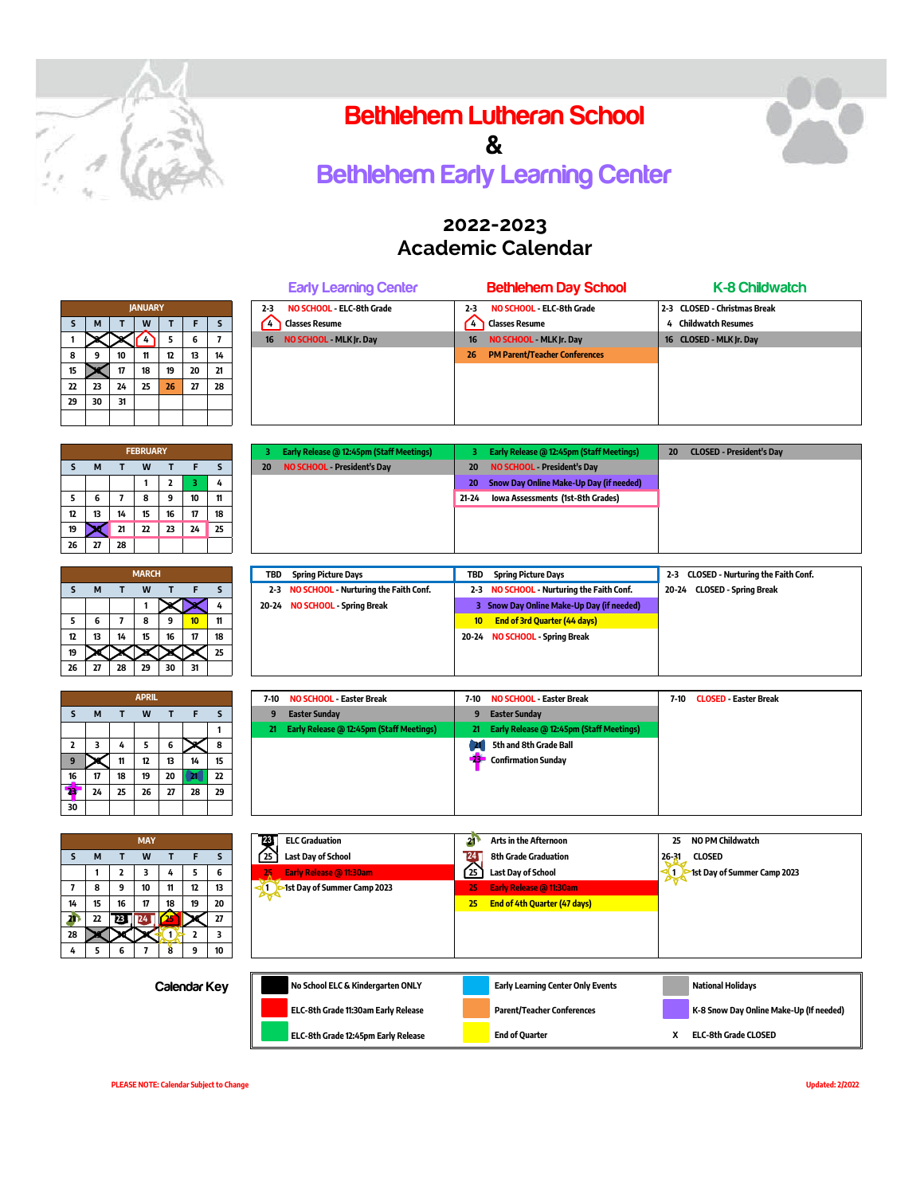# Bethlehem Lutheran School
# &
# Bethlehem Early Learning Center

## 2022-2023
## Academic Calendar

### JANUARY

| S | M | T | W | T | F | S |
|---|---|---|---|---|---|---|
| 1 | 2 | 3 | 4 | 5 | 6 | 7 |
| 8 | 9 | 10 | 11 | 12 | 13 | 14 |
| 15 | 16 | 17 | 18 | 19 | 20 | 21 |
| 22 | 23 | 24 | 25 | 26 | 27 | 28 |
| 29 | 30 | 31 | | | | |

| Early Learning Center | Bethlehem Day School | K-8 Childwatch |
|---|---|---|
| 2-3 NO SCHOOL - ELC-8th Grade | 2-3 NO SCHOOL - ELC-8th Grade | 2-3 CLOSED - Christmas Break |
| 4 Classes Resume | 4 Classes Resume | 4 Childwatch Resumes |
| 16 NO SCHOOL - MLK Jr. Day | 16 NO SCHOOL - MLK Jr. Day | 16 CLOSED - MLK Jr. Day |
| | 26 PM Parent/Teacher Conferences | |

### FEBRUARY

| S | M | T | W | T | F | S |
|---|---|---|---|---|---|---|
| | | | 1 | 2 | 3 | 4 |
| 5 | 6 | 7 | 8 | 9 | 10 | 11 |
| 12 | 13 | 14 | 15 | 16 | 17 | 18 |
| 19 | 20 | 21 | 22 | 23 | 24 | 25 |
| 26 | 27 | 28 | | | | |

| Early Learning Center | Bethlehem Day School | K-8 Childwatch |
|---|---|---|
| 3 Early Release @ 12:45pm (Staff Meetings) | 3 Early Release @ 12:45pm (Staff Meetings) | 20 CLOSED - President's Day |
| 20 NO SCHOOL - President's Day | 20 NO SCHOOL - President's Day | |
| | 20 Snow Day Online Make-Up Day (if needed) | |
| | 21-24 Iowa Assessments (1st-8th Grades) | |

### MARCH

| S | M | T | W | T | F | S |
|---|---|---|---|---|---|---|
| | | | 1 | 2 | 3 | 4 |
| 5 | 6 | 7 | 8 | 9 | 10 | 11 |
| 12 | 13 | 14 | 15 | 16 | 17 | 18 |
| 19 | 20 | 21 | 22 | 23 | 24 | 25 |
| 26 | 27 | 28 | 29 | 30 | 31 | |

| Early Learning Center | Bethlehem Day School | K-8 Childwatch |
|---|---|---|
| TBD Spring Picture Days | TBD Spring Picture Days | 2-3 CLOSED - Nurturing the Faith Conf. |
| 2-3 NO SCHOOL - Nurturing the Faith Conf. | 2-3 NO SCHOOL - Nurturing the Faith Conf. | 20-24 CLOSED - Spring Break |
| 20-24 NO SCHOOL - Spring Break | 3 Snow Day Online Make-Up Day (if needed) | |
| | 10 End of 3rd Quarter (44 days) | |
| | 20-24 NO SCHOOL - Spring Break | |

### APRIL

| S | M | T | W | T | F | S |
|---|---|---|---|---|---|---|
| | | | | | | 1 |
| 2 | 3 | 4 | 5 | 6 | 7 | 8 |
| 9 | 10 | 11 | 12 | 13 | 14 | 15 |
| 16 | 17 | 18 | 19 | 20 | 21 | 22 |
| 23 | 24 | 25 | 26 | 27 | 28 | 29 |
| 30 | | | | | | |

| Early Learning Center | Bethlehem Day School | K-8 Childwatch |
|---|---|---|
| 7-10 NO SCHOOL - Easter Break | 7-10 NO SCHOOL - Easter Break | 7-10 CLOSED - Easter Break |
| 9 Easter Sunday | 9 Easter Sunday | |
| 21 Early Release @ 12:45pm (Staff Meetings) | 21 Early Release @ 12:45pm (Staff Meetings) | |
| | 21 5th and 8th Grade Ball | |
| | 23 Confirmation Sunday | |

### MAY

| S | M | T | W | T | F | S |
|---|---|---|---|---|---|---|
| | 1 | 2 | 3 | 4 | 5 | 6 |
| 7 | 8 | 9 | 10 | 11 | 12 | 13 |
| 14 | 15 | 16 | 17 | 18 | 19 | 20 |
| 21 | 22 | 23 | 24 | 25 | 26 | 27 |
| 28 | 29 | 30 | 31 | 1 | 2 | 3 |
| 4 | 5 | 6 | 7 | 8 | 9 | 10 |

| Early Learning Center | Bethlehem Day School | K-8 Childwatch |
|---|---|---|
| 23 ELC Graduation | 21 Arts in the Afternoon | 25 NO PM Childwatch |
| 25 Last Day of School | 24 8th Grade Graduation | 26-31 CLOSED |
| 25 Early Release @ 11:30am | 25 Last Day of School | 1 1st Day of Summer Camp 2023 |
| 1 1st Day of Summer Camp 2023 | 25 Early Release @ 11:30am | |
| | 25 End of 4th Quarter (47 days) | |

### Calendar Key

| | | |
|---|---|---|
| No School ELC & Kindergarten ONLY | Early Learning Center Only Events | National Holidays |
| ELC-8th Grade 11:30am Early Release | Parent/Teacher Conferences | K-8 Snow Day Online Make-Up (if needed) |
| ELC-8th Grade 12:45pm Early Release | End of Quarter | X ELC-8th Grade CLOSED |

PLEASE NOTE: Calendar Subject to Change

Updated: 2/2022